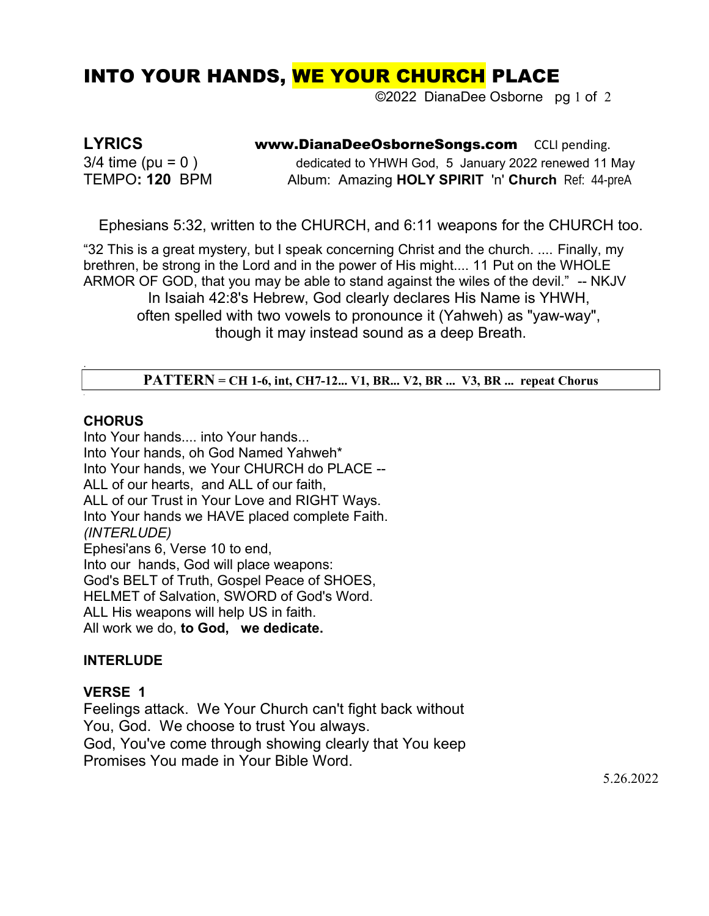# INTO YOUR HANDS, WE YOUR CHURCH PLACE

©2022 DianaDee Osborne

**LYRICS** **www.DianaDeeOsborneSongs.com** CCLI pending.

3/4 time (pu = 0 ) dedicated to YHWH God, 5 January 2022 renewed 11 May

TEMPO**: 120** BPM Album: Amazing **HOLY SPIRIT** 'n' **Church** Ref: 44-preA

Ephesians 5:32, written to the CHURCH, and 6:11 weapons for the CHURCH too.

"32 This is a great mystery, but I speak concerning Christ and the church. .... Finally, my brethren, be strong in the Lord and in the power of His might.... 11 Put on the WHOLE ARMOR OF GOD, that you may be able to stand against the wiles of the devil." -- NKJV

In Isaiah 42:8's Hebrew, God clearly declares His Name is YHWH, often spelled with two vowels to pronounce it (Yahweh) as "yaw-way", though it may instead sound as a deep Breath.

**PATTERN = CH 1-6, int, CH7-12... V1, BR... V2, BR ... V3, BR ... repeat Chorus**

**CHORUS**

Into Your hands.... into Your hands...
Into Your hands, oh God Named Yahweh*
Into Your hands, we Your CHURCH do PLACE --
ALL of our hearts, and ALL of our faith,
ALL of our Trust in Your Love and RIGHT Ways.
Into Your hands we HAVE placed complete Faith.
*(INTERLUDE)*
Ephesi'ans 6, Verse 10 to end,
Into our hands, God will place weapons:
God's BELT of Truth, Gospel Peace of SHOES,
HELMET of Salvation, SWORD of God's Word.
ALL His weapons will help US in faith.
All work we do, **to God, we dedicate.**

**INTERLUDE**

**VERSE 1**

Feelings attack. We Your Church can't fight back without
You, God. We choose to trust You always.
God, You've come through showing clearly that You keep
Promises You made in Your Bible Word.

5.26.2022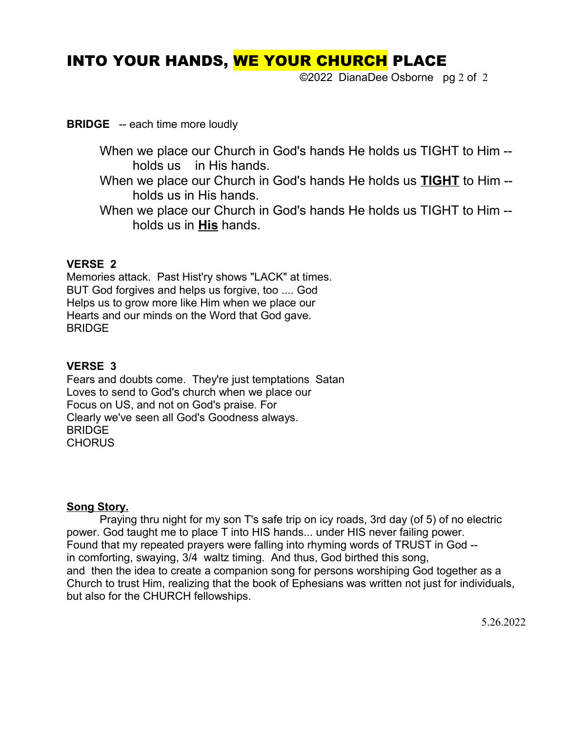# INTO YOUR HANDS, WE YOUR CHURCH PLACE

©2022 DianaDee Osborne

**BRIDGE** -- each time more loudly

When we place our Church in God's hands He holds us TIGHT to Him --
holds us in His hands.
When we place our Church in God's hands He holds us **TIGHT** to Him --
holds us in His hands.
When we place our Church in God's hands He holds us TIGHT to Him --
holds us in **His** hands.

**VERSE 2**
Memories attack. Past Hist'ry shows "LACK" at times.
BUT God forgives and helps us forgive, too .... God
Helps us to grow more like Him when we place our
Hearts and our minds on the Word that God gave.
BRIDGE

**VERSE 3**
Fears and doubts come. They're just temptations Satan
Loves to send to God's church when we place our
Focus on US, and not on God's praise. For
Clearly we've seen all God's Goodness always.
BRIDGE
CHORUS

**Song Story.**

Praying thru night for my son T's safe trip on icy roads, 3rd day (of 5) of no electric power. God taught me to place T into HIS hands... under HIS never failing power. Found that my repeated prayers were falling into rhyming words of TRUST in God -- in comforting, swaying, 3/4 waltz timing. And thus, God birthed this song, and then the idea to create a companion song for persons worshiping God together as a Church to trust Him, realizing that the book of Ephesians was written not just for individuals, but also for the CHURCH fellowships.

5.26.2022